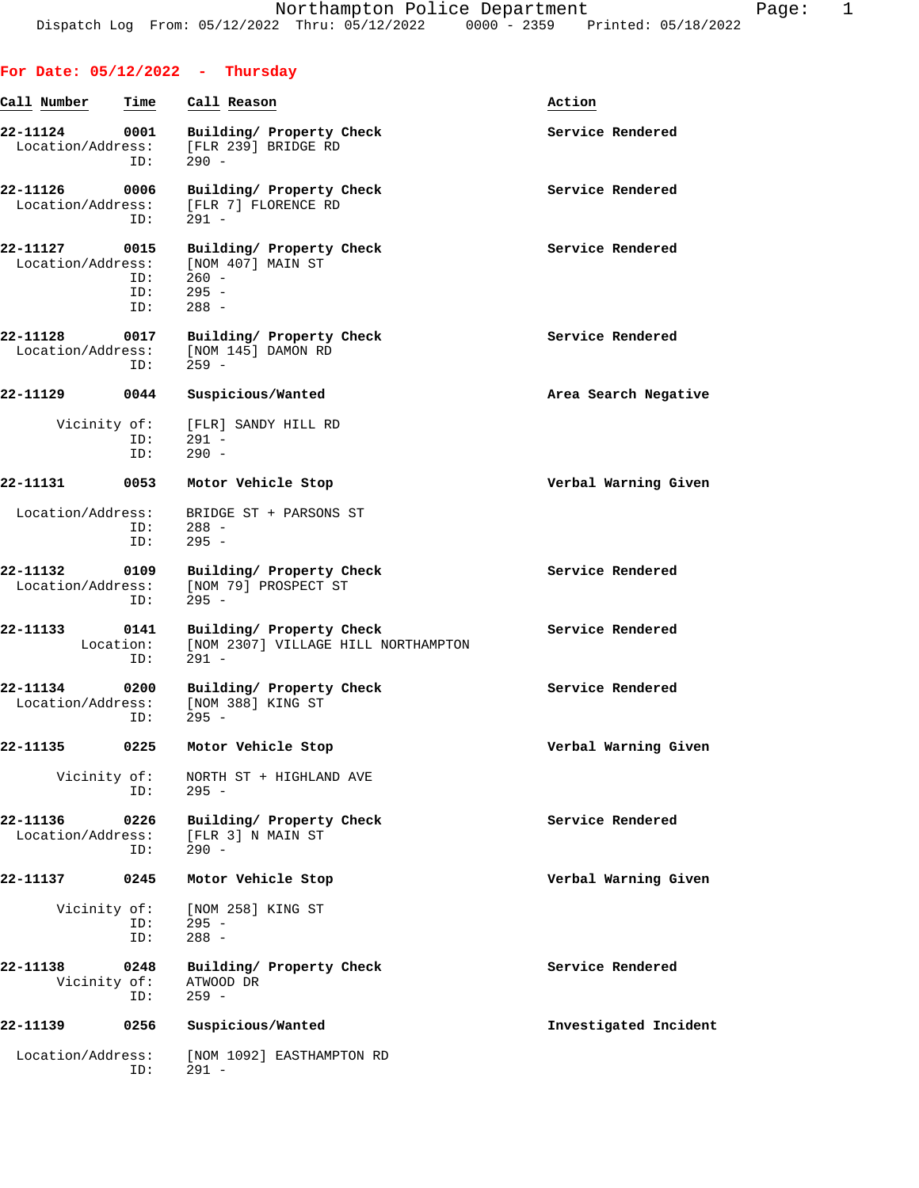Northampton Police Department
Dispatch Log From: 05/12/2022 Thru: 05/12/2022 0000 - 2359 Printed: 05/18/2022

**For Date: 05/12/2022 - Thursday**

| Call Number | Time | Call Reason | Action |
|---|---|---|---|
| 22-11124 | 0001 | Building/ Property Check | Service Rendered |
| Location/Address: | | [FLR 239] BRIDGE RD | |
| ID: | | 290 - | |
| 22-11126 | 0006 | Building/ Property Check | Service Rendered |
| Location/Address: | | [FLR 7] FLORENCE RD | |
| ID: | | 291 - | |
| 22-11127 | 0015 | Building/ Property Check | Service Rendered |
| Location/Address: | | [NOM 407] MAIN ST | |
| ID: | | 260 - | |
| ID: | | 295 - | |
| ID: | | 288 - | |
| 22-11128 | 0017 | Building/ Property Check | Service Rendered |
| Location/Address: | | [NOM 145] DAMON RD | |
| ID: | | 259 - | |
| 22-11129 | 0044 | Suspicious/Wanted | Area Search Negative |
| Vicinity of: | | [FLR] SANDY HILL RD | |
| ID: | | 291 - | |
| ID: | | 290 - | |
| 22-11131 | 0053 | Motor Vehicle Stop | Verbal Warning Given |
| Location/Address: | | BRIDGE ST + PARSONS ST | |
| ID: | | 288 - | |
| ID: | | 295 - | |
| 22-11132 | 0109 | Building/ Property Check | Service Rendered |
| Location/Address: | | [NOM 79] PROSPECT ST | |
| ID: | | 295 - | |
| 22-11133 | 0141 | Building/ Property Check | Service Rendered |
| Location: | | [NOM 2307] VILLAGE HILL NORTHAMPTON | |
| ID: | | 291 - | |
| 22-11134 | 0200 | Building/ Property Check | Service Rendered |
| Location/Address: | | [NOM 388] KING ST | |
| ID: | | 295 - | |
| 22-11135 | 0225 | Motor Vehicle Stop | Verbal Warning Given |
| Vicinity of: | | NORTH ST + HIGHLAND AVE | |
| ID: | | 295 - | |
| 22-11136 | 0226 | Building/ Property Check | Service Rendered |
| Location/Address: | | [FLR 3] N MAIN ST | |
| ID: | | 290 - | |
| 22-11137 | 0245 | Motor Vehicle Stop | Verbal Warning Given |
| Vicinity of: | | [NOM 258] KING ST | |
| ID: | | 295 - | |
| ID: | | 288 - | |
| 22-11138 | 0248 | Building/ Property Check | Service Rendered |
| Vicinity of: | | ATWOOD DR | |
| ID: | | 259 - | |
| 22-11139 | 0256 | Suspicious/Wanted | Investigated Incident |
| Location/Address: | | [NOM 1092] EASTHAMPTON RD | |
| ID: | | 291 - | |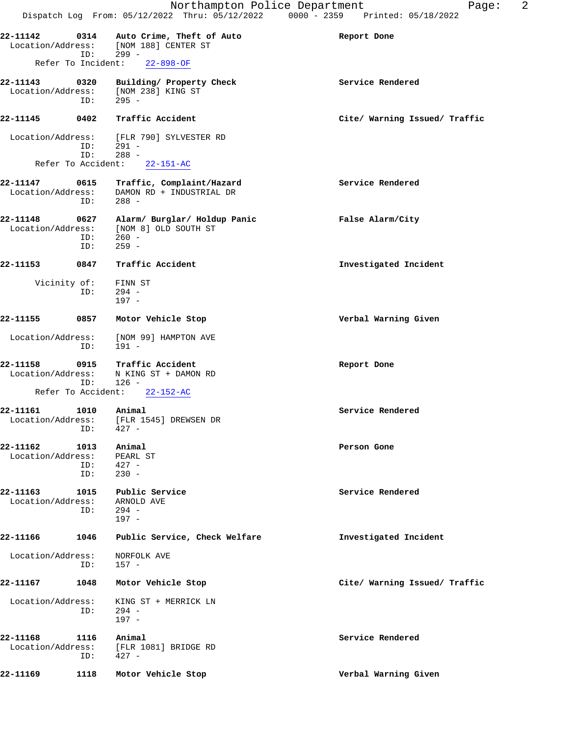**22-11142** 0314 **Auto Crime, Theft of Auto** **Report Done**
Location/Address: [NOM 188] CENTER ST
ID: 299 -
Refer To Incident: 22-898-OF

**22-11143** 0320 **Building/ Property Check** **Service Rendered**
Location/Address: [NOM 238] KING ST
ID: 295 -

**22-11145** 0402 **Traffic Accident** **Cite/ Warning Issued/ Traffic**
Location/Address: [FLR 790] SYLVESTER RD
ID: 291 -
ID: 288 -
Refer To Accident: 22-151-AC

**22-11147** 0615 **Traffic, Complaint/Hazard** **Service Rendered**
Location/Address: DAMON RD + INDUSTRIAL DR
ID: 288 -

**22-11148** 0627 **Alarm/ Burglar/ Holdup Panic** **False Alarm/City**
Location/Address: [NOM 8] OLD SOUTH ST
ID: 260 -
ID: 259 -

**22-11153** 0847 **Traffic Accident** **Investigated Incident**
Vicinity of: FINN ST
ID: 294 -
197 -

**22-11155** 0857 **Motor Vehicle Stop** **Verbal Warning Given**
Location/Address: [NOM 99] HAMPTON AVE
ID: 191 -

**22-11158** 0915 **Traffic Accident** **Report Done**
Location/Address: N KING ST + DAMON RD
ID: 126 -
Refer To Accident: 22-152-AC

**22-11161** 1010 **Animal** **Service Rendered**
Location/Address: [FLR 1545] DREWSEN DR
ID: 427 -

**22-11162** 1013 **Animal** **Person Gone**
Location/Address: PEARL ST
ID: 427 -
ID: 230 -

**22-11163** 1015 **Public Service** **Service Rendered**
Location/Address: ARNOLD AVE
ID: 294 -
197 -

**22-11166** 1046 **Public Service, Check Welfare** **Investigated Incident**
Location/Address: NORFOLK AVE
ID: 157 -

**22-11167** 1048 **Motor Vehicle Stop** **Cite/ Warning Issued/ Traffic**
Location/Address: KING ST + MERRICK LN
ID: 294 -
197 -

**22-11168** 1116 **Animal** **Service Rendered**
Location/Address: [FLR 1081] BRIDGE RD
ID: 427 -

**22-11169** 1118 **Motor Vehicle Stop** **Verbal Warning Given**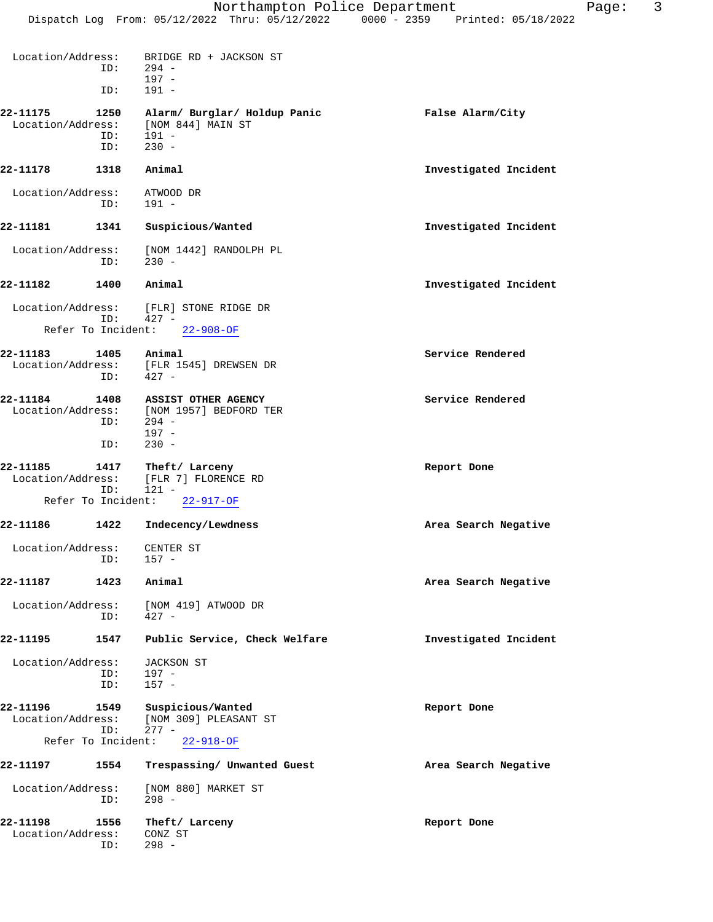Location/Address: BRIDGE RD + JACKSON ST
ID: 294 -
197 -
ID: 191 -

**22-11175 1250 Alarm/ Burglar/ Holdup Panic** — **False Alarm/City**
Location/Address: [NOM 844] MAIN ST
ID: 191 -
ID: 230 -

**22-11178 1318 Animal** — **Investigated Incident**
Location/Address: ATWOOD DR
ID: 191 -

**22-11181 1341 Suspicious/Wanted** — **Investigated Incident**
Location/Address: [NOM 1442] RANDOLPH PL
ID: 230 -

**22-11182 1400 Animal** — **Investigated Incident**
Location/Address: [FLR] STONE RIDGE DR
ID: 427 -
Refer To Incident: 22-908-OF

**22-11183 1405 Animal** — **Service Rendered**
Location/Address: [FLR 1545] DREWSEN DR
ID: 427 -

**22-11184 1408 ASSIST OTHER AGENCY** — **Service Rendered**
Location/Address: [NOM 1957] BEDFORD TER
ID: 294 -
197 -
ID: 230 -

**22-11185 1417 Theft/ Larceny** — **Report Done**
Location/Address: [FLR 7] FLORENCE RD
ID: 121 -
Refer To Incident: 22-917-OF

**22-11186 1422 Indecency/Lewdness** — **Area Search Negative**
Location/Address: CENTER ST
ID: 157 -

**22-11187 1423 Animal** — **Area Search Negative**
Location/Address: [NOM 419] ATWOOD DR
ID: 427 -

**22-11195 1547 Public Service, Check Welfare** — **Investigated Incident**
Location/Address: JACKSON ST
ID: 197 -
ID: 157 -

**22-11196 1549 Suspicious/Wanted** — **Report Done**
Location/Address: [NOM 309] PLEASANT ST
ID: 277 -
Refer To Incident: 22-918-OF

**22-11197 1554 Trespassing/ Unwanted Guest** — **Area Search Negative**
Location/Address: [NOM 880] MARKET ST
ID: 298 -

**22-11198 1556 Theft/ Larceny** — **Report Done**
Location/Address: CONZ ST
ID: 298 -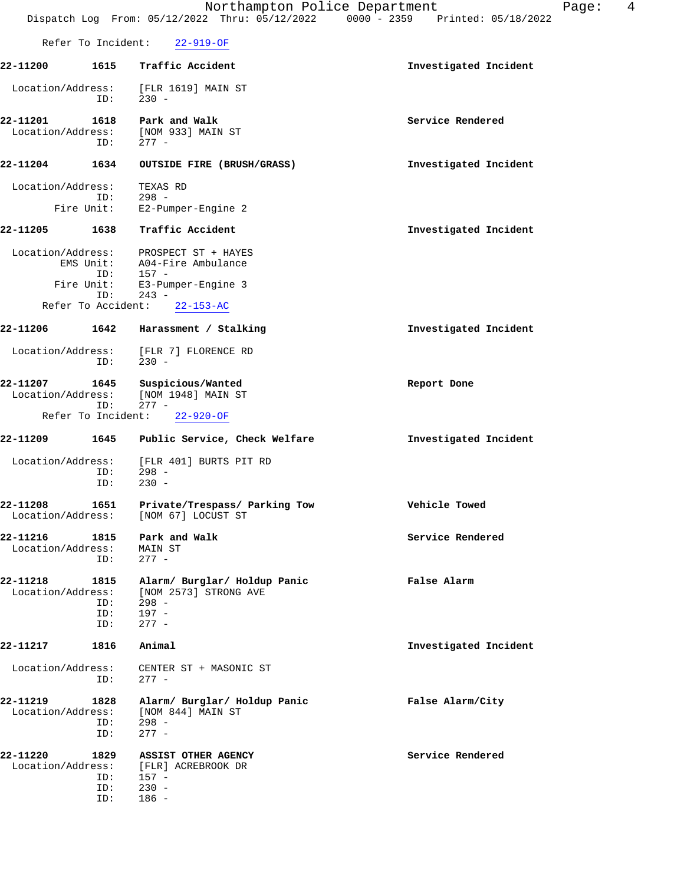Refer To Incident: 22-919-OF

**22-11200 1615 Traffic Accident** **Investigated Incident**

Location/Address: [FLR 1619] MAIN ST
ID: 230 -

**22-11201 1618 Park and Walk** **Service Rendered**
Location/Address: [NOM 933] MAIN ST
ID: 277 -

**22-11204 1634 OUTSIDE FIRE (BRUSH/GRASS)** **Investigated Incident**

Location/Address: TEXAS RD
ID: 298 -
Fire Unit: E2-Pumper-Engine 2

**22-11205 1638 Traffic Accident** **Investigated Incident**

Location/Address: PROSPECT ST + HAYES
EMS Unit: A04-Fire Ambulance
ID: 157 -
Fire Unit: E3-Pumper-Engine 3
ID: 243 -
Refer To Accident: 22-153-AC

**22-11206 1642 Harassment / Stalking** **Investigated Incident**

Location/Address: [FLR 7] FLORENCE RD
ID: 230 -

**22-11207 1645 Suspicious/Wanted** **Report Done**
Location/Address: [NOM 1948] MAIN ST
ID: 277 -
Refer To Incident: 22-920-OF

**22-11209 1645 Public Service, Check Welfare** **Investigated Incident**

Location/Address: [FLR 401] BURTS PIT RD
ID: 298 -
ID: 230 -

**22-11208 1651 Private/Trespass/ Parking Tow** **Vehicle Towed**
Location/Address: [NOM 67] LOCUST ST

**22-11216 1815 Park and Walk** **Service Rendered**
Location/Address: MAIN ST
ID: 277 -

**22-11218 1815 Alarm/ Burglar/ Holdup Panic** **False Alarm**
Location/Address: [NOM 2573] STRONG AVE
ID: 298 -
ID: 197 -
ID: 277 -

**22-11217 1816 Animal** **Investigated Incident**

Location/Address: CENTER ST + MASONIC ST
ID: 277 -

**22-11219 1828 Alarm/ Burglar/ Holdup Panic** **False Alarm/City**
Location/Address: [NOM 844] MAIN ST
ID: 298 -
ID: 277 -

**22-11220 1829 ASSIST OTHER AGENCY** **Service Rendered**
Location/Address: [FLR] ACREBROOK DR
ID: 157 -
ID: 230 -
ID: 186 -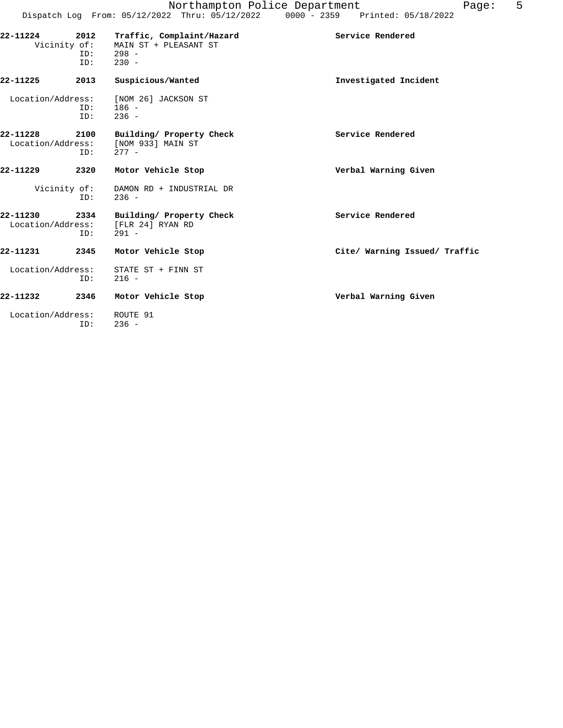**22-11224 2012 Traffic, Complaint/Hazard** **Service Rendered**
Vicinity of: MAIN ST + PLEASANT ST
ID: 298 -
ID: 230 -

**22-11225 2013 Suspicious/Wanted** **Investigated Incident**

Location/Address: [NOM 26] JACKSON ST
ID: 186 -
ID: 236 -

**22-11228 2100 Building/ Property Check** **Service Rendered**
Location/Address: [NOM 933] MAIN ST
ID: 277 -

**22-11229 2320 Motor Vehicle Stop** **Verbal Warning Given**

Vicinity of: DAMON RD + INDUSTRIAL DR
ID: 236 -

**22-11230 2334 Building/ Property Check** **Service Rendered**
Location/Address: [FLR 24] RYAN RD
ID: 291 -

**22-11231 2345 Motor Vehicle Stop** **Cite/ Warning Issued/ Traffic**

Location/Address: STATE ST + FINN ST
ID: 216 -

**22-11232 2346 Motor Vehicle Stop** **Verbal Warning Given**

Location/Address: ROUTE 91
ID: 236 -